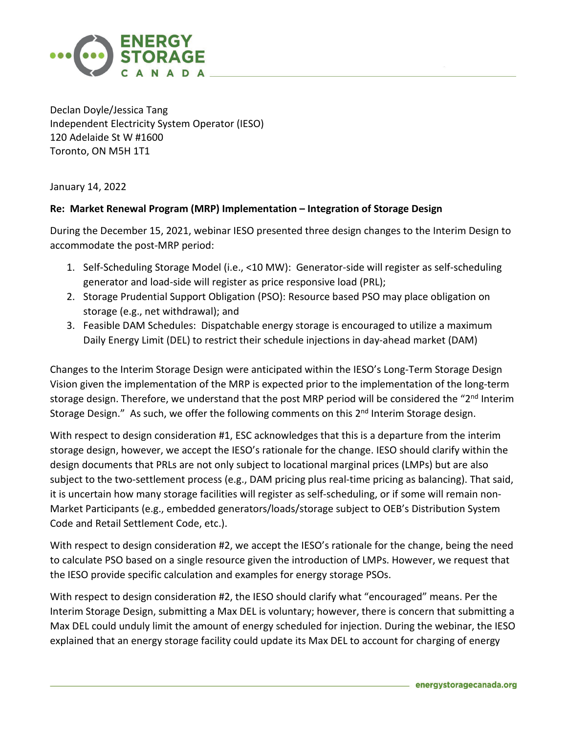Declan Doyle/Jessica Tang
Independent Electricity System Operator (IESO)
120 Adelaide St W #1600
Toronto, ON M5H 1T1

January 14, 2022

**Re: Market Renewal Program (MRP) Implementation – Integration of Storage Design**

During the December 15, 2021, webinar IESO presented three design changes to the Interim Design to accommodate the post-MRP period:

1. Self-Scheduling Storage Model (i.e., <10 MW): Generator-side will register as self-scheduling generator and load-side will register as price responsive load (PRL);
2. Storage Prudential Support Obligation (PSO): Resource based PSO may place obligation on storage (e.g., net withdrawal); and
3. Feasible DAM Schedules: Dispatchable energy storage is encouraged to utilize a maximum Daily Energy Limit (DEL) to restrict their schedule injections in day-ahead market (DAM)

Changes to the Interim Storage Design were anticipated within the IESO's Long-Term Storage Design Vision given the implementation of the MRP is expected prior to the implementation of the long-term storage design. Therefore, we understand that the post MRP period will be considered the "2nd Interim Storage Design." As such, we offer the following comments on this 2nd Interim Storage design.

With respect to design consideration #1, ESC acknowledges that this is a departure from the interim storage design, however, we accept the IESO's rationale for the change. IESO should clarify within the design documents that PRLs are not only subject to locational marginal prices (LMPs) but are also subject to the two-settlement process (e.g., DAM pricing plus real-time pricing as balancing). That said, it is uncertain how many storage facilities will register as self-scheduling, or if some will remain non-Market Participants (e.g., embedded generators/loads/storage subject to OEB's Distribution System Code and Retail Settlement Code, etc.).

With respect to design consideration #2, we accept the IESO's rationale for the change, being the need to calculate PSO based on a single resource given the introduction of LMPs. However, we request that the IESO provide specific calculation and examples for energy storage PSOs.

With respect to design consideration #2, the IESO should clarify what "encouraged" means. Per the Interim Storage Design, submitting a Max DEL is voluntary; however, there is concern that submitting a Max DEL could unduly limit the amount of energy scheduled for injection. During the webinar, the IESO explained that an energy storage facility could update its Max DEL to account for charging of energy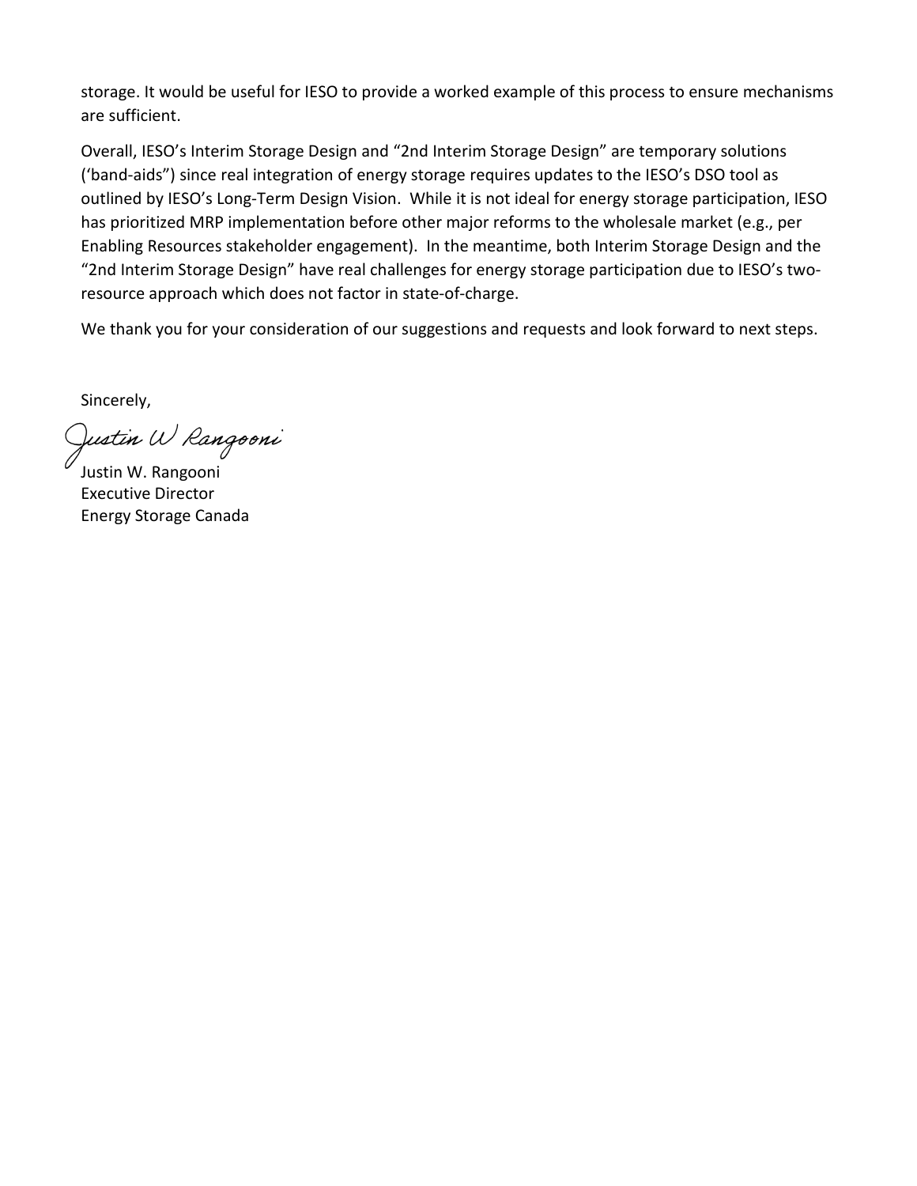storage. It would be useful for IESO to provide a worked example of this process to ensure mechanisms are sufficient.

Overall, IESO's Interim Storage Design and "2nd Interim Storage Design" are temporary solutions ('band-aids") since real integration of energy storage requires updates to the IESO's DSO tool as outlined by IESO's Long-Term Design Vision. While it is not ideal for energy storage participation, IESO has prioritized MRP implementation before other major reforms to the wholesale market (e.g., per Enabling Resources stakeholder engagement). In the meantime, both Interim Storage Design and the "2nd Interim Storage Design" have real challenges for energy storage participation due to IESO's two-resource approach which does not factor in state-of-charge.

We thank you for your consideration of our suggestions and requests and look forward to next steps.

Sincerely,

Justin W Rangooni

Justin W. Rangooni
Executive Director
Energy Storage Canada